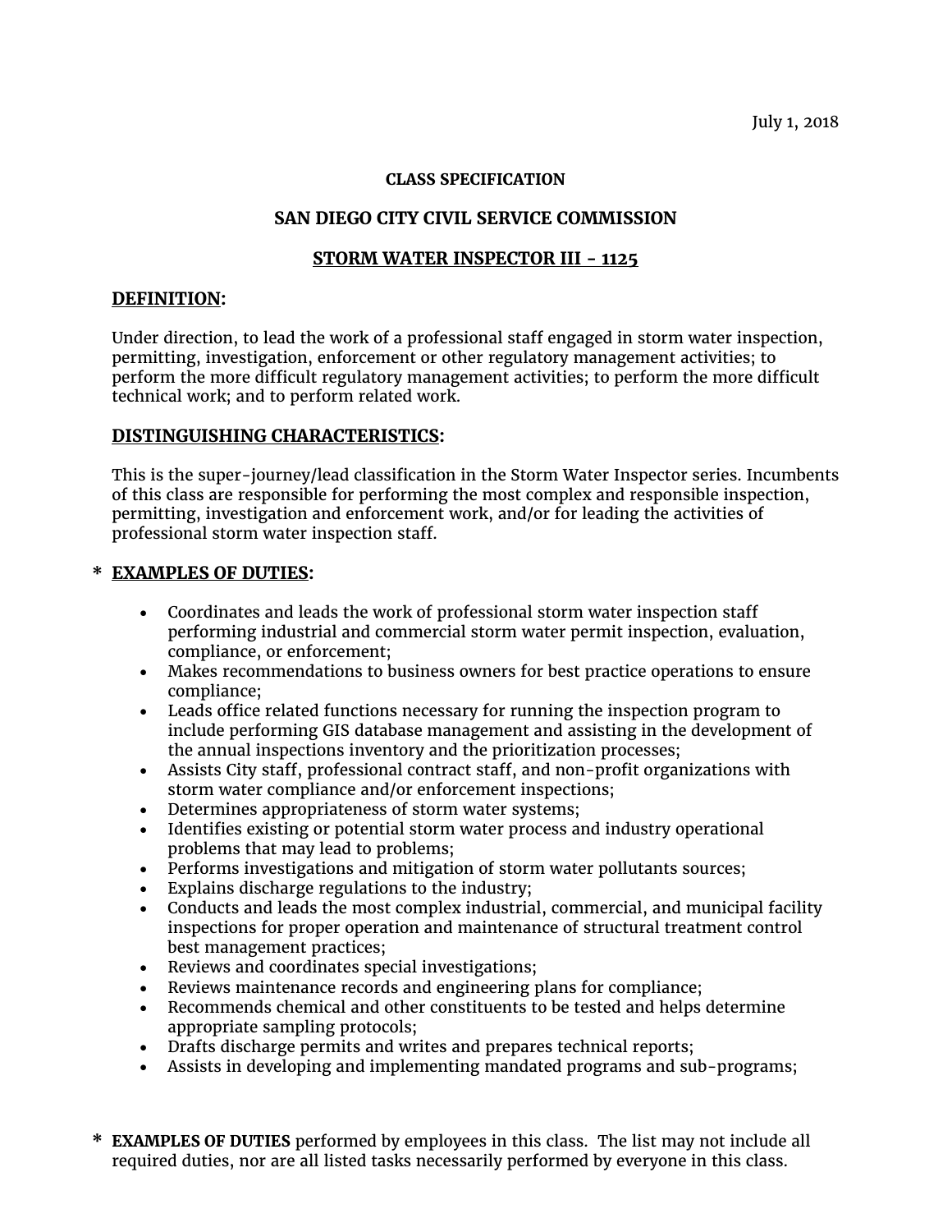July 1, 2018

**CLASS SPECIFICATION**

**SAN DIEGO CITY CIVIL SERVICE COMMISSION**

**STORM WATER INSPECTOR III - 1125**

## DEFINITION:

Under direction, to lead the work of a professional staff engaged in storm water inspection, permitting, investigation, enforcement or other regulatory management activities; to perform the more difficult regulatory management activities; to perform the more difficult technical work; and to perform related work.

## DISTINGUISHING CHARACTERISTICS:

This is the super-journey/lead classification in the Storm Water Inspector series. Incumbents of this class are responsible for performing the most complex and responsible inspection, permitting, investigation and enforcement work, and/or for leading the activities of professional storm water inspection staff.

## * EXAMPLES OF DUTIES:

- Coordinates and leads the work of professional storm water inspection staff performing industrial and commercial storm water permit inspection, evaluation, compliance, or enforcement;
- Makes recommendations to business owners for best practice operations to ensure compliance;
- Leads office related functions necessary for running the inspection program to include performing GIS database management and assisting in the development of the annual inspections inventory and the prioritization processes;
- Assists City staff, professional contract staff, and non-profit organizations with storm water compliance and/or enforcement inspections;
- Determines appropriateness of storm water systems;
- Identifies existing or potential storm water process and industry operational problems that may lead to problems;
- Performs investigations and mitigation of storm water pollutants sources;
- Explains discharge regulations to the industry;
- Conducts and leads the most complex industrial, commercial, and municipal facility inspections for proper operation and maintenance of structural treatment control best management practices;
- Reviews and coordinates special investigations;
- Reviews maintenance records and engineering plans for compliance;
- Recommends chemical and other constituents to be tested and helps determine appropriate sampling protocols;
- Drafts discharge permits and writes and prepares technical reports;
- Assists in developing and implementing mandated programs and sub-programs;

\* **EXAMPLES OF DUTIES** performed by employees in this class. The list may not include all required duties, nor are all listed tasks necessarily performed by everyone in this class.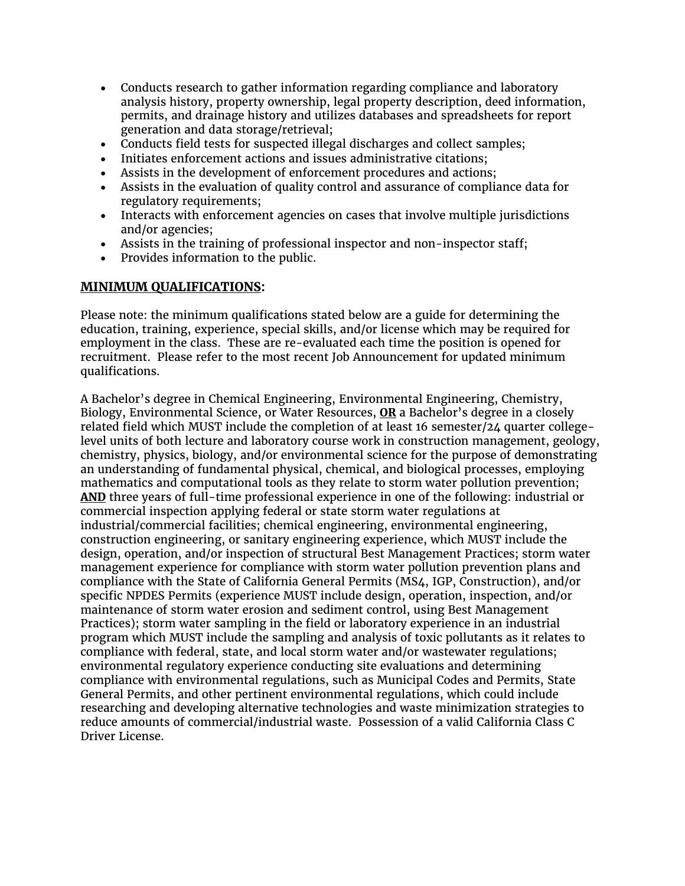- Conducts research to gather information regarding compliance and laboratory analysis history, property ownership, legal property description, deed information, permits, and drainage history and utilizes databases and spreadsheets for report generation and data storage/retrieval;
- Conducts field tests for suspected illegal discharges and collect samples;
- Initiates enforcement actions and issues administrative citations;
- Assists in the development of enforcement procedures and actions;
- Assists in the evaluation of quality control and assurance of compliance data for regulatory requirements;
- Interacts with enforcement agencies on cases that involve multiple jurisdictions and/or agencies;
- Assists in the training of professional inspector and non-inspector staff;
- Provides information to the public.

## MINIMUM QUALIFICATIONS:

Please note: the minimum qualifications stated below are a guide for determining the education, training, experience, special skills, and/or license which may be required for employment in the class. These are re-evaluated each time the position is opened for recruitment. Please refer to the most recent Job Announcement for updated minimum qualifications.

A Bachelor's degree in Chemical Engineering, Environmental Engineering, Chemistry, Biology, Environmental Science, or Water Resources, **OR** a Bachelor's degree in a closely related field which MUST include the completion of at least 16 semester/24 quarter college-level units of both lecture and laboratory course work in construction management, geology, chemistry, physics, biology, and/or environmental science for the purpose of demonstrating an understanding of fundamental physical, chemical, and biological processes, employing mathematics and computational tools as they relate to storm water pollution prevention; **AND** three years of full-time professional experience in one of the following: industrial or commercial inspection applying federal or state storm water regulations at industrial/commercial facilities; chemical engineering, environmental engineering, construction engineering, or sanitary engineering experience, which MUST include the design, operation, and/or inspection of structural Best Management Practices; storm water management experience for compliance with storm water pollution prevention plans and compliance with the State of California General Permits (MS4, IGP, Construction), and/or specific NPDES Permits (experience MUST include design, operation, inspection, and/or maintenance of storm water erosion and sediment control, using Best Management Practices); storm water sampling in the field or laboratory experience in an industrial program which MUST include the sampling and analysis of toxic pollutants as it relates to compliance with federal, state, and local storm water and/or wastewater regulations; environmental regulatory experience conducting site evaluations and determining compliance with environmental regulations, such as Municipal Codes and Permits, State General Permits, and other pertinent environmental regulations, which could include researching and developing alternative technologies and waste minimization strategies to reduce amounts of commercial/industrial waste. Possession of a valid California Class C Driver License.